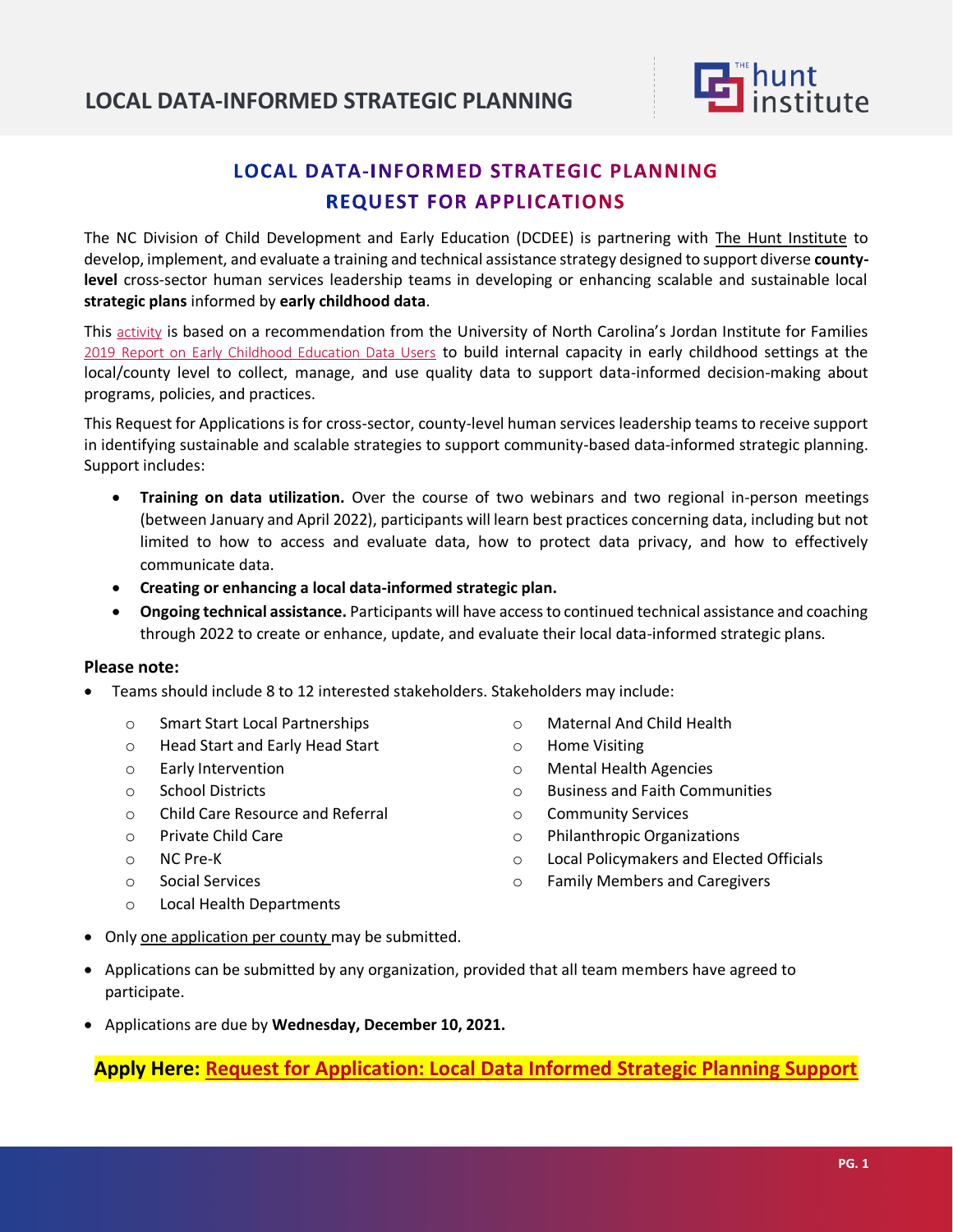# LOCAL DATA-INFORMED STRATEGIC PLANNING

## LOCAL DATA-INFORMED STRATEGIC PLANNING
## REQUEST FOR APPLICATIONS

The NC Division of Child Development and Early Education (DCDEE) is partnering with The Hunt Institute to develop, implement, and evaluate a training and technical assistance strategy designed to support diverse **county-level** cross-sector human services leadership teams in developing or enhancing scalable and sustainable local **strategic plans** informed by **early childhood data**.

This activity is based on a recommendation from the University of North Carolina's Jordan Institute for Families 2019 Report on Early Childhood Education Data Users to build internal capacity in early childhood settings at the local/county level to collect, manage, and use quality data to support data-informed decision-making about programs, policies, and practices.

This Request for Applications is for cross-sector, county-level human services leadership teams to receive support in identifying sustainable and scalable strategies to support community-based data-informed strategic planning. Support includes:

- **Training on data utilization.** Over the course of two webinars and two regional in-person meetings (between January and April 2022), participants will learn best practices concerning data, including but not limited to how to access and evaluate data, how to protect data privacy, and how to effectively communicate data.
- **Creating or enhancing a local data-informed strategic plan.**
- **Ongoing technical assistance.** Participants will have access to continued technical assistance and coaching through 2022 to create or enhance, update, and evaluate their local data-informed strategic plans.

**Please note:**

- Teams should include 8 to 12 interested stakeholders. Stakeholders may include:
  - Smart Start Local Partnerships
  - Head Start and Early Head Start
  - Early Intervention
  - School Districts
  - Child Care Resource and Referral
  - Private Child Care
  - NC Pre-K
  - Social Services
  - Local Health Departments
  - Maternal And Child Health
  - Home Visiting
  - Mental Health Agencies
  - Business and Faith Communities
  - Community Services
  - Philanthropic Organizations
  - Local Policymakers and Elected Officials
  - Family Members and Caregivers
- Only one application per county may be submitted.
- Applications can be submitted by any organization, provided that all team members have agreed to participate.
- Applications are due by **Wednesday, December 10, 2021.**

**Apply Here: Request for Application: Local Data Informed Strategic Planning Support**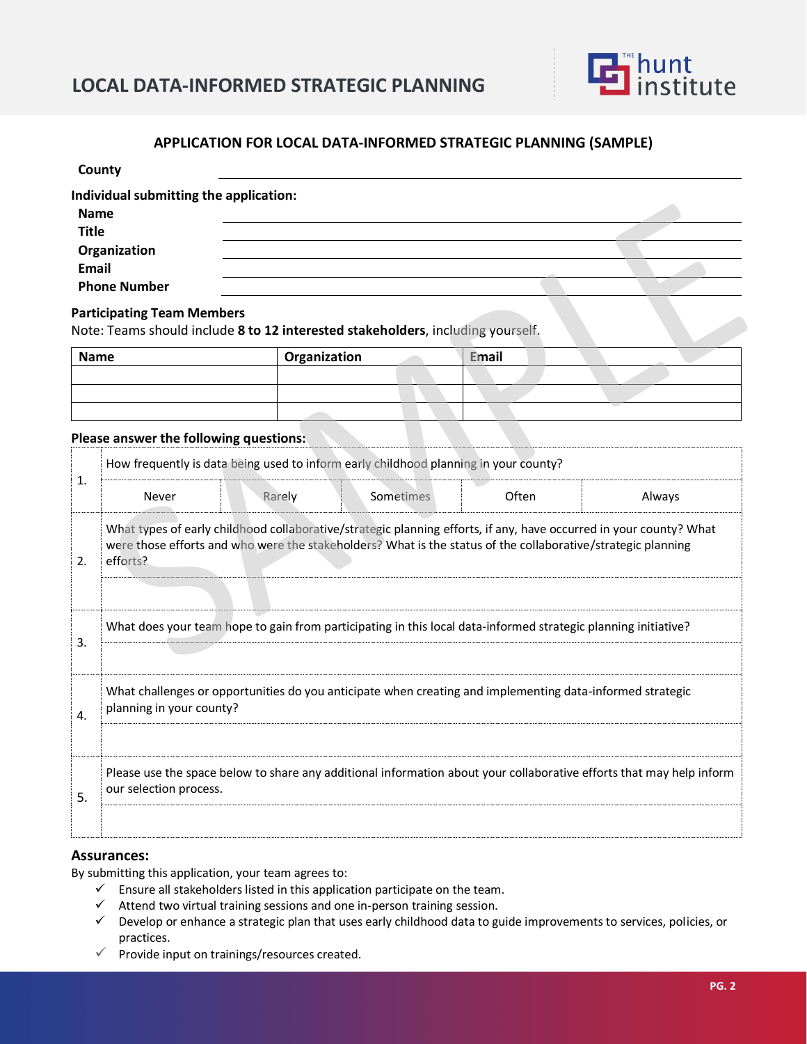# APPLICATION FOR LOCAL DATA-INFORMED STRATEGIC PLANNING (SAMPLE)

**County** ______________________

**Individual submitting the application:**

**Name** ______________________

**Title** ______________________

**Organization** ______________________

**Email** ______________________

**Phone Number** ______________________

**Participating Team Members**

Note: Teams should include **8 to 12 interested stakeholders**, including yourself.

| Name | Organization | Email |
|---|---|---|
| | | |
| | | |
| | | |

**Please answer the following questions:**

| | | | | | |
|---|---|---|---|---|---|
| 1. | How frequently is data being used to inform early childhood planning in your county? | | | | |
| | Never | Rarely | Sometimes | Often | Always |
| 2. | What types of early childhood collaborative/strategic planning efforts, if any, have occurred in your county? What were those efforts and who were the stakeholders? What is the status of the collaborative/strategic planning efforts? | | | | |
| | | | | | |
| 3. | What does your team hope to gain from participating in this local data-informed strategic planning initiative? | | | | |
| | | | | | |
| 4. | What challenges or opportunities do you anticipate when creating and implementing data-informed strategic planning in your county? | | | | |
| | | | | | |
| 5. | Please use the space below to share any additional information about your collaborative efforts that may help inform our selection process. | | | | |
| | | | | | |

## Assurances:

By submitting this application, your team agrees to:

- ✓ Ensure all stakeholders listed in this application participate on the team.
- ✓ Attend two virtual training sessions and one in-person training session.
- ✓ Develop or enhance a strategic plan that uses early childhood data to guide improvements to services, policies, or practices.
- ✓ Provide input on trainings/resources created.